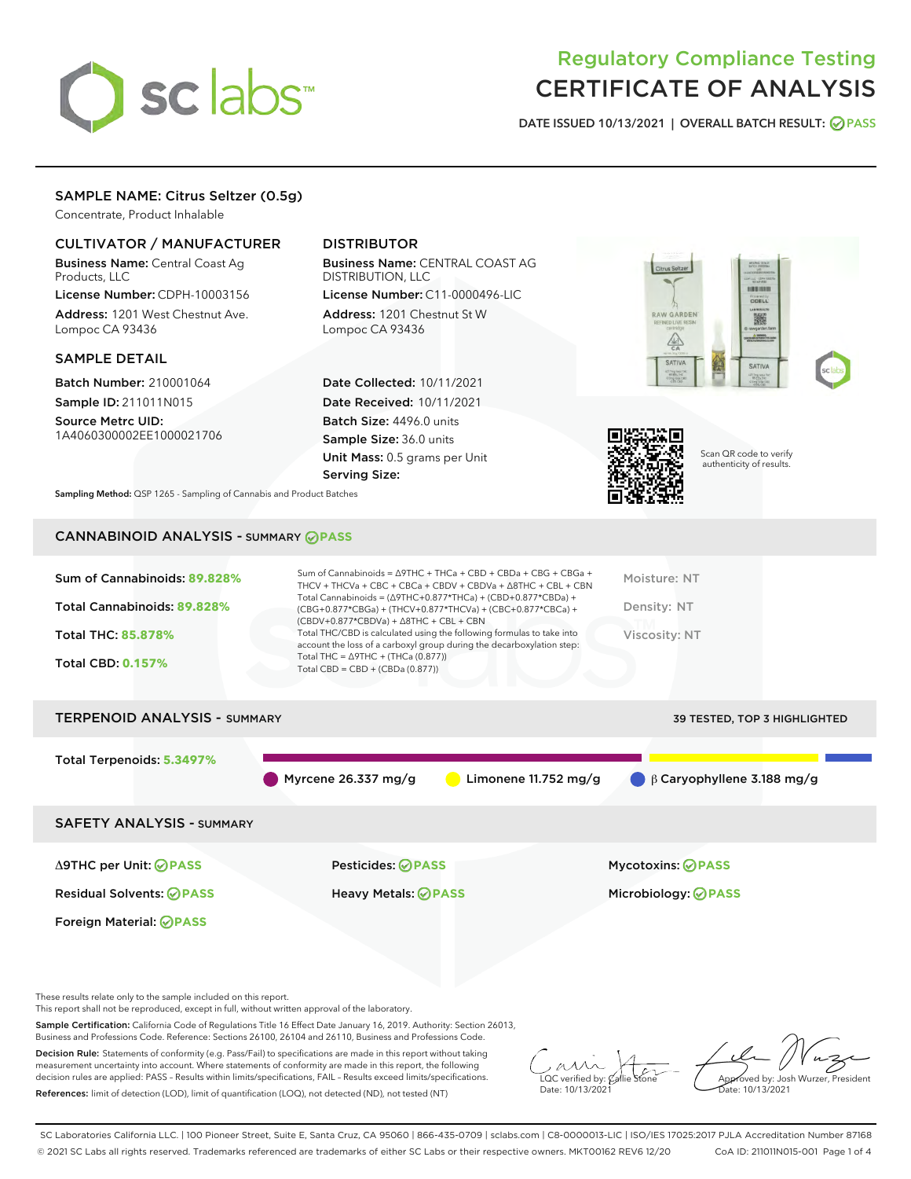# Regulatory Compliance Testing
# CERTIFICATE OF ANALYSIS

DATE ISSUED 10/13/2021 | OVERALL BATCH RESULT: PASS

## SAMPLE NAME: Citrus Seltzer (0.5g)

Concentrate, Product Inhalable

### CULTIVATOR / MANUFACTURER

**Business Name:** Central Coast Ag Products, LLC

**License Number:** CDPH-10003156

**Address:** 1201 West Chestnut Ave. Lompoc CA 93436

### DISTRIBUTOR

**Business Name:** CENTRAL COAST AG DISTRIBUTION, LLC

**License Number:** C11-0000496-LIC

**Address:** 1201 Chestnut St W Lompoc CA 93436

### SAMPLE DETAIL

**Batch Number:** 210001064

**Sample ID:** 211011N015

**Source Metrc UID:** 1A4060300002EE1000021706

**Date Collected:** 10/11/2021

**Date Received:** 10/11/2021

**Batch Size:** 4496.0 units

**Sample Size:** 36.0 units

**Unit Mass:** 0.5 grams per Unit

**Serving Size:**

Scan QR code to verify authenticity of results.

**Sampling Method:** QSP 1265 - Sampling of Cannabis and Product Batches

## CANNABINOID ANALYSIS - SUMMARY PASS

Sum of Cannabinoids: **89.828%**

Total Cannabinoids: **89.828%**

Total THC: **85.878%**

Total CBD: **0.157%**

Sum of Cannabinoids = Δ9THC + THCa + CBD + CBDa + CBG + CBGa + THCV + THCVa + CBC + CBCa + CBDV + CBDVa + Δ8THC + CBL + CBN

Total Cannabinoids = (Δ9THC+0.877*THCa) + (CBD+0.877*CBDa) + (CBG+0.877*CBGa) + (THCV+0.877*THCVa) + (CBC+0.877*CBCa) + (CBDV+0.877*CBDVa) + Δ8THC + CBL + CBN

Total THC/CBD is calculated using the following formulas to take into account the loss of a carboxyl group during the decarboxylation step:

Total THC = Δ9THC + (THCa (0.877))

Total CBD = CBD + (CBDa (0.877))

Moisture: NT

Density: NT

Viscosity: NT

## TERPENOID ANALYSIS - SUMMARY

39 TESTED, TOP 3 HIGHLIGHTED

Total Terpenoids: **5.3497%**

Myrcene 26.337 mg/g | Limonene 11.752 mg/g | β Caryophyllene 3.188 mg/g

## SAFETY ANALYSIS - SUMMARY

| | | |
|---|---|---|
| Δ9THC per Unit: PASS | Pesticides: PASS | Mycotoxins: PASS |
| Residual Solvents: PASS | Heavy Metals: PASS | Microbiology: PASS |
| Foreign Material: PASS | | |

These results relate only to the sample included on this report.
This report shall not be reproduced, except in full, without written approval of the laboratory.

**Sample Certification:** California Code of Regulations Title 16 Effect Date January 16, 2019. Authority: Section 26013, Business and Professions Code. Reference: Sections 26100, 26104 and 26110, Business and Professions Code.

**Decision Rule:** Statements of conformity (e.g. Pass/Fail) to specifications are made in this report without taking measurement uncertainty into account. Where statements of conformity are made in this report, the following decision rules are applied: PASS – Results within limits/specifications, FAIL – Results exceed limits/specifications.

**References:** limit of detection (LOD), limit of quantification (LOQ), not detected (ND), not tested (NT)

LQC verified by: Callie Stone
Date: 10/13/2021

Approved by: Josh Wurzer, President
Date: 10/13/2021

SC Laboratories California LLC. | 100 Pioneer Street, Suite E, Santa Cruz, CA 95060 | 866-435-0709 | sclabs.com | C8-0000013-LIC | ISO/IES 17025:2017 PJLA Accreditation Number 87168
© 2021 SC Labs all rights reserved. Trademarks referenced are trademarks of either SC Labs or their respective owners. MKT00162 REV6 12/20 CoA ID: 211011N015-001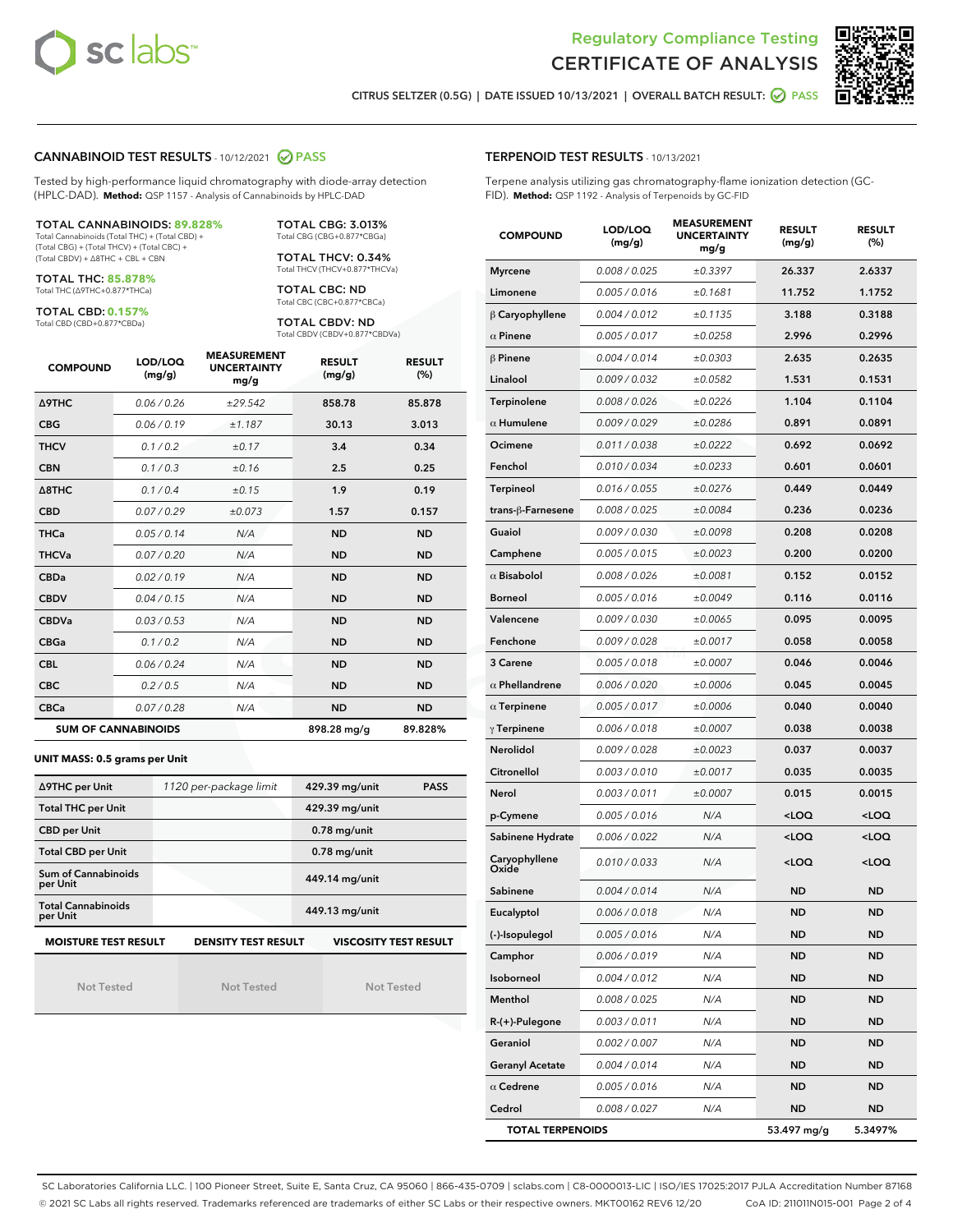# Regulatory Compliance Testing
# CERTIFICATE OF ANALYSIS

CITRUS SELTZER (0.5G) | DATE ISSUED 10/13/2021 | OVERALL BATCH RESULT: PASS

## CANNABINOID TEST RESULTS - 10/12/2021 PASS

Tested by high-performance liquid chromatography with diode-array detection (HPLC-DAD). **Method:** QSP 1157 - Analysis of Cannabinoids by HPLC-DAD

**TOTAL CANNABINOIDS: 89.828%**
Total Cannabinoids (Total THC) + (Total CBD) + (Total CBG) + (Total THCV) + (Total CBC) + (Total CBDV) + Δ8THC + CBL + CBN

**TOTAL THC: 85.878%**
Total THC (Δ9THC+0.877*THCa)

**TOTAL CBD: 0.157%**
Total CBD (CBD+0.877*CBDa)

**TOTAL CBG: 3.013%**
Total CBG (CBG+0.877*CBGa)

**TOTAL THCV: 0.34%**
Total THCV (THCV+0.877*THCVa)

**TOTAL CBC: ND**
Total CBC (CBC+0.877*CBCa)

**TOTAL CBDV: ND**
Total CBDV (CBDV+0.877*CBDVa)

| COMPOUND | LOD/LOQ (mg/g) | MEASUREMENT UNCERTAINTY mg/g | RESULT (mg/g) | RESULT (%) |
|---|---|---|---|---|
| Δ9THC | 0.06 / 0.26 | ±29.542 | 858.78 | 85.878 |
| CBG | 0.06 / 0.19 | ±1.187 | 30.13 | 3.013 |
| THCV | 0.1 / 0.2 | ±0.17 | 3.4 | 0.34 |
| CBN | 0.1 / 0.3 | ±0.16 | 2.5 | 0.25 |
| Δ8THC | 0.1 / 0.4 | ±0.15 | 1.9 | 0.19 |
| CBD | 0.07 / 0.29 | ±0.073 | 1.57 | 0.157 |
| THCa | 0.05 / 0.14 | N/A | ND | ND |
| THCVa | 0.07 / 0.20 | N/A | ND | ND |
| CBDa | 0.02 / 0.19 | N/A | ND | ND |
| CBDV | 0.04 / 0.15 | N/A | ND | ND |
| CBDVa | 0.03 / 0.53 | N/A | ND | ND |
| CBGa | 0.1 / 0.2 | N/A | ND | ND |
| CBL | 0.06 / 0.24 | N/A | ND | ND |
| CBC | 0.2 / 0.5 | N/A | ND | ND |
| CBCa | 0.07 / 0.28 | N/A | ND | ND |
| **SUM OF CANNABINOIDS** | | | 898.28 mg/g | 89.828% |

**UNIT MASS: 0.5 grams per Unit**

| | | | |
|---|---|---|---|
| Δ9THC per Unit | 1120 per-package limit | 429.39 mg/unit | PASS |
| Total THC per Unit | | 429.39 mg/unit | |
| CBD per Unit | | 0.78 mg/unit | |
| Total CBD per Unit | | 0.78 mg/unit | |
| Sum of Cannabinoids per Unit | | 449.14 mg/unit | |
| Total Cannabinoids per Unit | | 449.13 mg/unit | |

| MOISTURE TEST RESULT | DENSITY TEST RESULT | VISCOSITY TEST RESULT |
|---|---|---|
| Not Tested | Not Tested | Not Tested |

## TERPENOID TEST RESULTS - 10/13/2021

Terpene analysis utilizing gas chromatography-flame ionization detection (GC-FID). **Method:** QSP 1192 - Analysis of Terpenoids by GC-FID

| COMPOUND | LOD/LOQ (mg/g) | MEASUREMENT UNCERTAINTY mg/g | RESULT (mg/g) | RESULT (%) |
|---|---|---|---|---|
| Myrcene | 0.008 / 0.025 | ±0.3397 | 26.337 | 2.6337 |
| Limonene | 0.005 / 0.016 | ±0.1681 | 11.752 | 1.1752 |
| β Caryophyllene | 0.004 / 0.012 | ±0.1135 | 3.188 | 0.3188 |
| α Pinene | 0.005 / 0.017 | ±0.0258 | 2.996 | 0.2996 |
| β Pinene | 0.004 / 0.014 | ±0.0303 | 2.635 | 0.2635 |
| Linalool | 0.009 / 0.032 | ±0.0582 | 1.531 | 0.1531 |
| Terpinolene | 0.008 / 0.026 | ±0.0226 | 1.104 | 0.1104 |
| α Humulene | 0.009 / 0.029 | ±0.0286 | 0.891 | 0.0891 |
| Ocimene | 0.011 / 0.038 | ±0.0222 | 0.692 | 0.0692 |
| Fenchol | 0.010 / 0.034 | ±0.0233 | 0.601 | 0.0601 |
| Terpineol | 0.016 / 0.055 | ±0.0276 | 0.449 | 0.0449 |
| trans-β-Farnesene | 0.008 / 0.025 | ±0.0084 | 0.236 | 0.0236 |
| Guaiol | 0.009 / 0.030 | ±0.0098 | 0.208 | 0.0208 |
| Camphene | 0.005 / 0.015 | ±0.0023 | 0.200 | 0.0200 |
| α Bisabolol | 0.008 / 0.026 | ±0.0081 | 0.152 | 0.0152 |
| Borneol | 0.005 / 0.016 | ±0.0049 | 0.116 | 0.0116 |
| Valencene | 0.009 / 0.030 | ±0.0065 | 0.095 | 0.0095 |
| Fenchone | 0.009 / 0.028 | ±0.0017 | 0.058 | 0.0058 |
| 3 Carene | 0.005 / 0.018 | ±0.0007 | 0.046 | 0.0046 |
| α Phellandrene | 0.006 / 0.020 | ±0.0006 | 0.045 | 0.0045 |
| α Terpinene | 0.005 / 0.017 | ±0.0006 | 0.040 | 0.0040 |
| γ Terpinene | 0.006 / 0.018 | ±0.0007 | 0.038 | 0.0038 |
| Nerolidol | 0.009 / 0.028 | ±0.0023 | 0.037 | 0.0037 |
| Citronellol | 0.003 / 0.010 | ±0.0017 | 0.035 | 0.0035 |
| Nerol | 0.003 / 0.011 | ±0.0007 | 0.015 | 0.0015 |
| p-Cymene | 0.005 / 0.016 | N/A | <LOQ | <LOQ |
| Sabinene Hydrate | 0.006 / 0.022 | N/A | <LOQ | <LOQ |
| Caryophyllene Oxide | 0.010 / 0.033 | N/A | <LOQ | <LOQ |
| Sabinene | 0.004 / 0.014 | N/A | ND | ND |
| Eucalyptol | 0.006 / 0.018 | N/A | ND | ND |
| (-)-Isopulegol | 0.005 / 0.016 | N/A | ND | ND |
| Camphor | 0.006 / 0.019 | N/A | ND | ND |
| Isoborneol | 0.004 / 0.012 | N/A | ND | ND |
| Menthol | 0.008 / 0.025 | N/A | ND | ND |
| R-(+)-Pulegone | 0.003 / 0.011 | N/A | ND | ND |
| Geraniol | 0.002 / 0.007 | N/A | ND | ND |
| Geranyl Acetate | 0.004 / 0.014 | N/A | ND | ND |
| α Cedrene | 0.005 / 0.016 | N/A | ND | ND |
| Cedrol | 0.008 / 0.027 | N/A | ND | ND |
| **TOTAL TERPENOIDS** | | | 53.497 mg/g | 5.3497% |

SC Laboratories California LLC. | 100 Pioneer Street, Suite E, Santa Cruz, CA 95060 | 866-435-0709 | sclabs.com | C8-0000013-LIC | ISO/IES 17025:2017 PJLA Accreditation Number 87168
© 2021 SC Labs all rights reserved. Trademarks referenced are trademarks of either SC Labs or their respective owners. MKT00162 REV6 12/20 CoA ID: 211011N015-001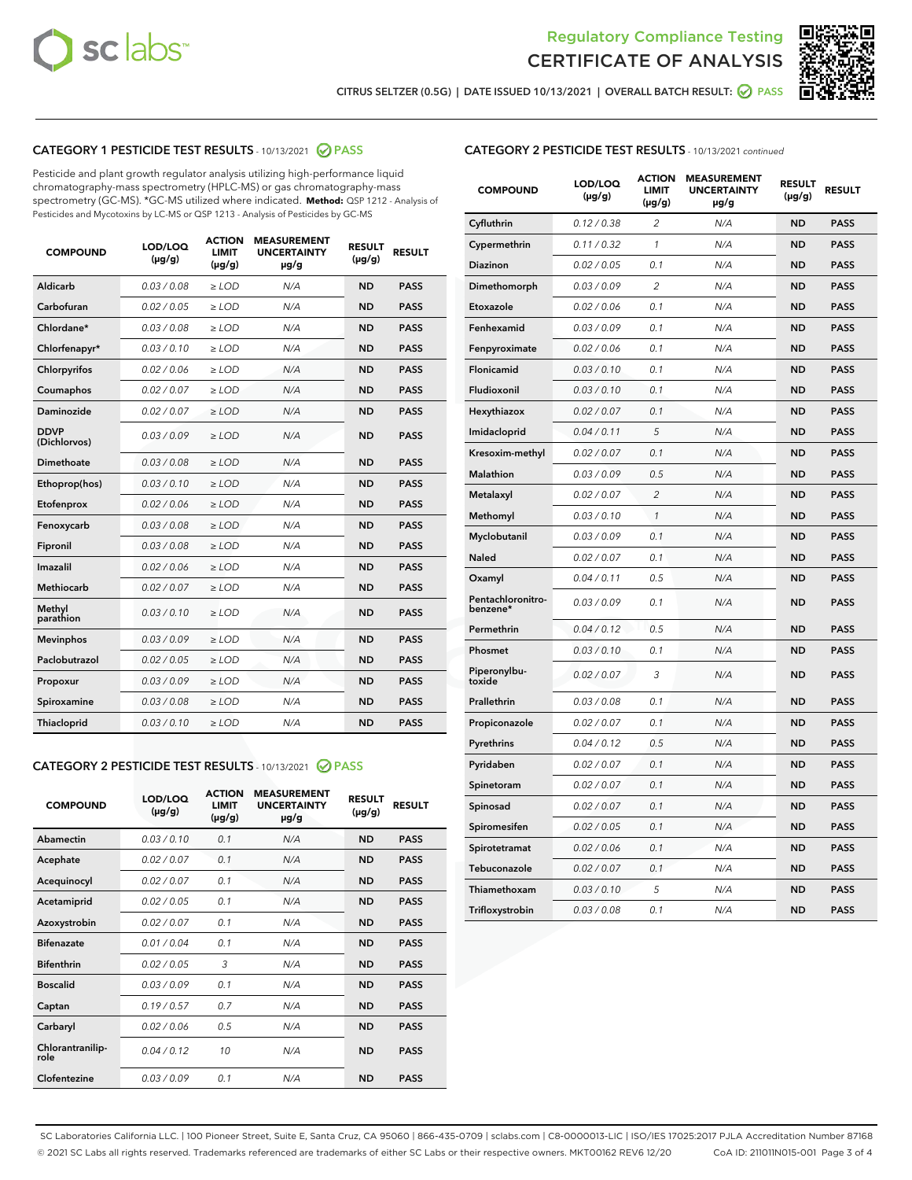# Regulatory Compliance Testing
# CERTIFICATE OF ANALYSIS

CITRUS SELTZER (0.5G) | DATE ISSUED 10/13/2021 | OVERALL BATCH RESULT: PASS

## CATEGORY 1 PESTICIDE TEST RESULTS - 10/13/2021 PASS

Pesticide and plant growth regulator analysis utilizing high-performance liquid chromatography-mass spectrometry (HPLC-MS) or gas chromatography-mass spectrometry (GC-MS). *GC-MS utilized where indicated. **Method:** QSP 1212 - Analysis of Pesticides and Mycotoxins by LC-MS or QSP 1213 - Analysis of Pesticides by GC-MS

| COMPOUND | LOD/LOQ (µg/g) | ACTION LIMIT (µg/g) | MEASUREMENT UNCERTAINTY µg/g | RESULT (µg/g) | RESULT |
|---|---|---|---|---|---|
| Aldicarb | 0.03 / 0.08 | ≥ LOD | N/A | ND | PASS |
| Carbofuran | 0.02 / 0.05 | ≥ LOD | N/A | ND | PASS |
| Chlordane* | 0.03 / 0.08 | ≥ LOD | N/A | ND | PASS |
| Chlorfenapyr* | 0.03 / 0.10 | ≥ LOD | N/A | ND | PASS |
| Chlorpyrifos | 0.02 / 0.06 | ≥ LOD | N/A | ND | PASS |
| Coumaphos | 0.02 / 0.07 | ≥ LOD | N/A | ND | PASS |
| Daminozide | 0.02 / 0.07 | ≥ LOD | N/A | ND | PASS |
| DDVP (Dichlorvos) | 0.03 / 0.09 | ≥ LOD | N/A | ND | PASS |
| Dimethoate | 0.03 / 0.08 | ≥ LOD | N/A | ND | PASS |
| Ethoprop(hos) | 0.03 / 0.10 | ≥ LOD | N/A | ND | PASS |
| Etofenprox | 0.02 / 0.06 | ≥ LOD | N/A | ND | PASS |
| Fenoxycarb | 0.03 / 0.08 | ≥ LOD | N/A | ND | PASS |
| Fipronil | 0.03 / 0.08 | ≥ LOD | N/A | ND | PASS |
| Imazalil | 0.02 / 0.06 | ≥ LOD | N/A | ND | PASS |
| Methiocarb | 0.02 / 0.07 | ≥ LOD | N/A | ND | PASS |
| Methyl parathion | 0.03 / 0.10 | ≥ LOD | N/A | ND | PASS |
| Mevinphos | 0.03 / 0.09 | ≥ LOD | N/A | ND | PASS |
| Paclobutrazol | 0.02 / 0.05 | ≥ LOD | N/A | ND | PASS |
| Propoxur | 0.03 / 0.09 | ≥ LOD | N/A | ND | PASS |
| Spiroxamine | 0.03 / 0.08 | ≥ LOD | N/A | ND | PASS |
| Thiacloprid | 0.03 / 0.10 | ≥ LOD | N/A | ND | PASS |

## CATEGORY 2 PESTICIDE TEST RESULTS - 10/13/2021 PASS

| COMPOUND | LOD/LOQ (µg/g) | ACTION LIMIT (µg/g) | MEASUREMENT UNCERTAINTY µg/g | RESULT (µg/g) | RESULT |
|---|---|---|---|---|---|
| Abamectin | 0.03 / 0.10 | 0.1 | N/A | ND | PASS |
| Acephate | 0.02 / 0.07 | 0.1 | N/A | ND | PASS |
| Acequinocyl | 0.02 / 0.07 | 0.1 | N/A | ND | PASS |
| Acetamiprid | 0.02 / 0.05 | 0.1 | N/A | ND | PASS |
| Azoxystrobin | 0.02 / 0.07 | 0.1 | N/A | ND | PASS |
| Bifenazate | 0.01 / 0.04 | 0.1 | N/A | ND | PASS |
| Bifenthrin | 0.02 / 0.05 | 3 | N/A | ND | PASS |
| Boscalid | 0.03 / 0.09 | 0.1 | N/A | ND | PASS |
| Captan | 0.19 / 0.57 | 0.7 | N/A | ND | PASS |
| Carbaryl | 0.02 / 0.06 | 0.5 | N/A | ND | PASS |
| Chlorantraniliprole | 0.04 / 0.12 | 10 | N/A | ND | PASS |
| Clofentezine | 0.03 / 0.09 | 0.1 | N/A | ND | PASS |
| Cyfluthrin | 0.12 / 0.38 | 2 | N/A | ND | PASS |
| Cypermethrin | 0.11 / 0.32 | 1 | N/A | ND | PASS |
| Diazinon | 0.02 / 0.05 | 0.1 | N/A | ND | PASS |
| Dimethomorph | 0.03 / 0.09 | 2 | N/A | ND | PASS |
| Etoxazole | 0.02 / 0.06 | 0.1 | N/A | ND | PASS |
| Fenhexamid | 0.03 / 0.09 | 0.1 | N/A | ND | PASS |
| Fenpyroximate | 0.02 / 0.06 | 0.1 | N/A | ND | PASS |
| Flonicamid | 0.03 / 0.10 | 0.1 | N/A | ND | PASS |
| Fludioxonil | 0.03 / 0.10 | 0.1 | N/A | ND | PASS |
| Hexythiazox | 0.02 / 0.07 | 0.1 | N/A | ND | PASS |
| Imidacloprid | 0.04 / 0.11 | 5 | N/A | ND | PASS |
| Kresoxim-methyl | 0.02 / 0.07 | 0.1 | N/A | ND | PASS |
| Malathion | 0.03 / 0.09 | 0.5 | N/A | ND | PASS |
| Metalaxyl | 0.02 / 0.07 | 2 | N/A | ND | PASS |
| Methomyl | 0.03 / 0.10 | 1 | N/A | ND | PASS |
| Myclobutanil | 0.03 / 0.09 | 0.1 | N/A | ND | PASS |
| Naled | 0.02 / 0.07 | 0.1 | N/A | ND | PASS |
| Oxamyl | 0.04 / 0.11 | 0.5 | N/A | ND | PASS |
| Pentachloronitrobenzene* | 0.03 / 0.09 | 0.1 | N/A | ND | PASS |
| Permethrin | 0.04 / 0.12 | 0.5 | N/A | ND | PASS |
| Phosmet | 0.03 / 0.10 | 0.1 | N/A | ND | PASS |
| Piperonylbutoxide | 0.02 / 0.07 | 3 | N/A | ND | PASS |
| Prallethrin | 0.03 / 0.08 | 0.1 | N/A | ND | PASS |
| Propiconazole | 0.02 / 0.07 | 0.1 | N/A | ND | PASS |
| Pyrethrins | 0.04 / 0.12 | 0.5 | N/A | ND | PASS |
| Pyridaben | 0.02 / 0.07 | 0.1 | N/A | ND | PASS |
| Spinetoram | 0.02 / 0.07 | 0.1 | N/A | ND | PASS |
| Spinosad | 0.02 / 0.07 | 0.1 | N/A | ND | PASS |
| Spiromesifen | 0.02 / 0.05 | 0.1 | N/A | ND | PASS |
| Spirotetramat | 0.02 / 0.06 | 0.1 | N/A | ND | PASS |
| Tebuconazole | 0.02 / 0.07 | 0.1 | N/A | ND | PASS |
| Thiamethoxam | 0.03 / 0.10 | 5 | N/A | ND | PASS |
| Trifloxystrobin | 0.03 / 0.08 | 0.1 | N/A | ND | PASS |

SC Laboratories California LLC. | 100 Pioneer Street, Suite E, Santa Cruz, CA 95060 | 866-435-0709 | sclabs.com | C8-0000013-LIC | ISO/IES 17025:2017 PJLA Accreditation Number 87168
© 2021 SC Labs all rights reserved. Trademarks referenced are trademarks of either SC Labs or their respective owners. MKT00162 REV6 12/20 CoA ID: 211011N015-001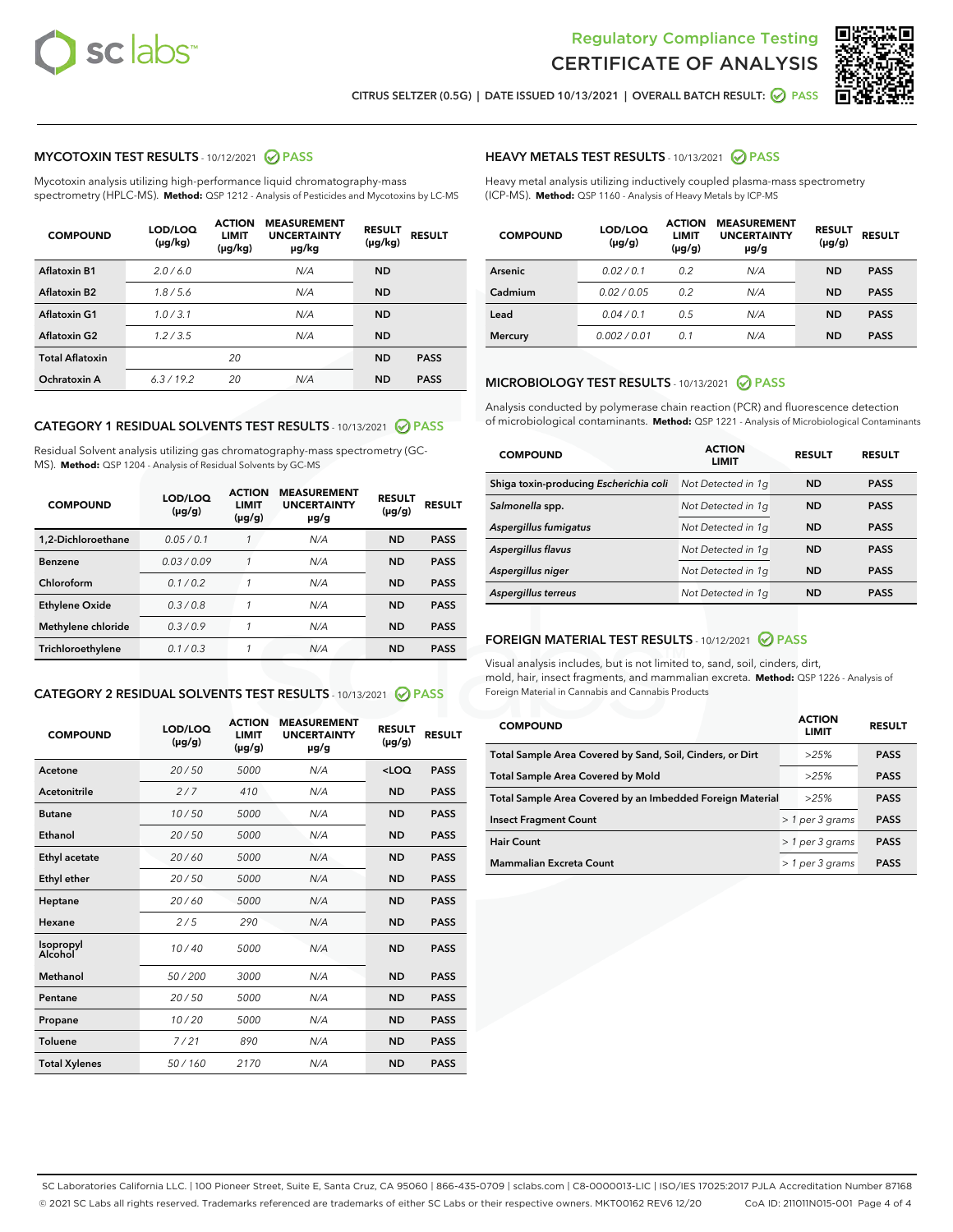Regulatory Compliance Testing
CERTIFICATE OF ANALYSIS

CITRUS SELTZER (0.5G) | DATE ISSUED 10/13/2021 | OVERALL BATCH RESULT: PASS

## MYCOTOXIN TEST RESULTS - 10/12/2021 PASS

Mycotoxin analysis utilizing high-performance liquid chromatography-mass spectrometry (HPLC-MS). **Method:** QSP 1212 - Analysis of Pesticides and Mycotoxins by LC-MS

| COMPOUND | LOD/LOQ (µg/kg) | ACTION LIMIT (µg/kg) | MEASUREMENT UNCERTAINTY µg/kg | RESULT (µg/kg) | RESULT |
|---|---|---|---|---|---|
| Aflatoxin B1 | 2.0 / 6.0 | | N/A | ND | |
| Aflatoxin B2 | 1.8 / 5.6 | | N/A | ND | |
| Aflatoxin G1 | 1.0 / 3.1 | | N/A | ND | |
| Aflatoxin G2 | 1.2 / 3.5 | | N/A | ND | |
| Total Aflatoxin | | 20 | | ND | PASS |
| Ochratoxin A | 6.3 / 19.2 | 20 | N/A | ND | PASS |

## CATEGORY 1 RESIDUAL SOLVENTS TEST RESULTS - 10/13/2021 PASS

Residual Solvent analysis utilizing gas chromatography-mass spectrometry (GC-MS). **Method:** QSP 1204 - Analysis of Residual Solvents by GC-MS

| COMPOUND | LOD/LOQ (µg/g) | ACTION LIMIT (µg/g) | MEASUREMENT UNCERTAINTY µg/g | RESULT (µg/g) | RESULT |
|---|---|---|---|---|---|
| 1,2-Dichloroethane | 0.05 / 0.1 | 1 | N/A | ND | PASS |
| Benzene | 0.03 / 0.09 | 1 | N/A | ND | PASS |
| Chloroform | 0.1 / 0.2 | 1 | N/A | ND | PASS |
| Ethylene Oxide | 0.3 / 0.8 | 1 | N/A | ND | PASS |
| Methylene chloride | 0.3 / 0.9 | 1 | N/A | ND | PASS |
| Trichloroethylene | 0.1 / 0.3 | 1 | N/A | ND | PASS |

## CATEGORY 2 RESIDUAL SOLVENTS TEST RESULTS - 10/13/2021 PASS

| COMPOUND | LOD/LOQ (µg/g) | ACTION LIMIT (µg/g) | MEASUREMENT UNCERTAINTY µg/g | RESULT (µg/g) | RESULT |
|---|---|---|---|---|---|
| Acetone | 20 / 50 | 5000 | N/A | <LOQ | PASS |
| Acetonitrile | 2 / 7 | 410 | N/A | ND | PASS |
| Butane | 10 / 50 | 5000 | N/A | ND | PASS |
| Ethanol | 20 / 50 | 5000 | N/A | ND | PASS |
| Ethyl acetate | 20 / 60 | 5000 | N/A | ND | PASS |
| Ethyl ether | 20 / 50 | 5000 | N/A | ND | PASS |
| Heptane | 20 / 60 | 5000 | N/A | ND | PASS |
| Hexane | 2 / 5 | 290 | N/A | ND | PASS |
| Isopropyl Alcohol | 10 / 40 | 5000 | N/A | ND | PASS |
| Methanol | 50 / 200 | 3000 | N/A | ND | PASS |
| Pentane | 20 / 50 | 5000 | N/A | ND | PASS |
| Propane | 10 / 20 | 5000 | N/A | ND | PASS |
| Toluene | 7 / 21 | 890 | N/A | ND | PASS |
| Total Xylenes | 50 / 160 | 2170 | N/A | ND | PASS |

## HEAVY METALS TEST RESULTS - 10/13/2021 PASS

Heavy metal analysis utilizing inductively coupled plasma-mass spectrometry (ICP-MS). **Method:** QSP 1160 - Analysis of Heavy Metals by ICP-MS

| COMPOUND | LOD/LOQ (µg/g) | ACTION LIMIT (µg/g) | MEASUREMENT UNCERTAINTY µg/g | RESULT (µg/g) | RESULT |
|---|---|---|---|---|---|
| Arsenic | 0.02 / 0.1 | 0.2 | N/A | ND | PASS |
| Cadmium | 0.02 / 0.05 | 0.2 | N/A | ND | PASS |
| Lead | 0.04 / 0.1 | 0.5 | N/A | ND | PASS |
| Mercury | 0.002 / 0.01 | 0.1 | N/A | ND | PASS |

## MICROBIOLOGY TEST RESULTS - 10/13/2021 PASS

Analysis conducted by polymerase chain reaction (PCR) and fluorescence detection of microbiological contaminants. **Method:** QSP 1221 - Analysis of Microbiological Contaminants

| COMPOUND | ACTION LIMIT | RESULT | RESULT |
|---|---|---|---|
| Shiga toxin-producing *Escherichia coli* | Not Detected in 1g | ND | PASS |
| *Salmonella* spp. | Not Detected in 1g | ND | PASS |
| *Aspergillus fumigatus* | Not Detected in 1g | ND | PASS |
| *Aspergillus flavus* | Not Detected in 1g | ND | PASS |
| *Aspergillus niger* | Not Detected in 1g | ND | PASS |
| *Aspergillus terreus* | Not Detected in 1g | ND | PASS |

## FOREIGN MATERIAL TEST RESULTS - 10/12/2021 PASS

Visual analysis includes, but is not limited to, sand, soil, cinders, dirt, mold, hair, insect fragments, and mammalian excreta. **Method:** QSP 1226 - Analysis of Foreign Material in Cannabis and Cannabis Products

| COMPOUND | ACTION LIMIT | RESULT |
|---|---|---|
| Total Sample Area Covered by Sand, Soil, Cinders, or Dirt | >25% | PASS |
| Total Sample Area Covered by Mold | >25% | PASS |
| Total Sample Area Covered by an Imbedded Foreign Material | >25% | PASS |
| Insect Fragment Count | > 1 per 3 grams | PASS |
| Hair Count | > 1 per 3 grams | PASS |
| Mammalian Excreta Count | > 1 per 3 grams | PASS |

SC Laboratories California LLC. | 100 Pioneer Street, Suite E, Santa Cruz, CA 95060 | 866-435-0709 | sclabs.com | C8-0000013-LIC | ISO/IES 17025:2017 PJLA Accreditation Number 87168
© 2021 SC Labs all rights reserved. Trademarks referenced are trademarks of either SC Labs or their respective owners. MKT00162 REV6 12/20 CoA ID: 211011N015-001